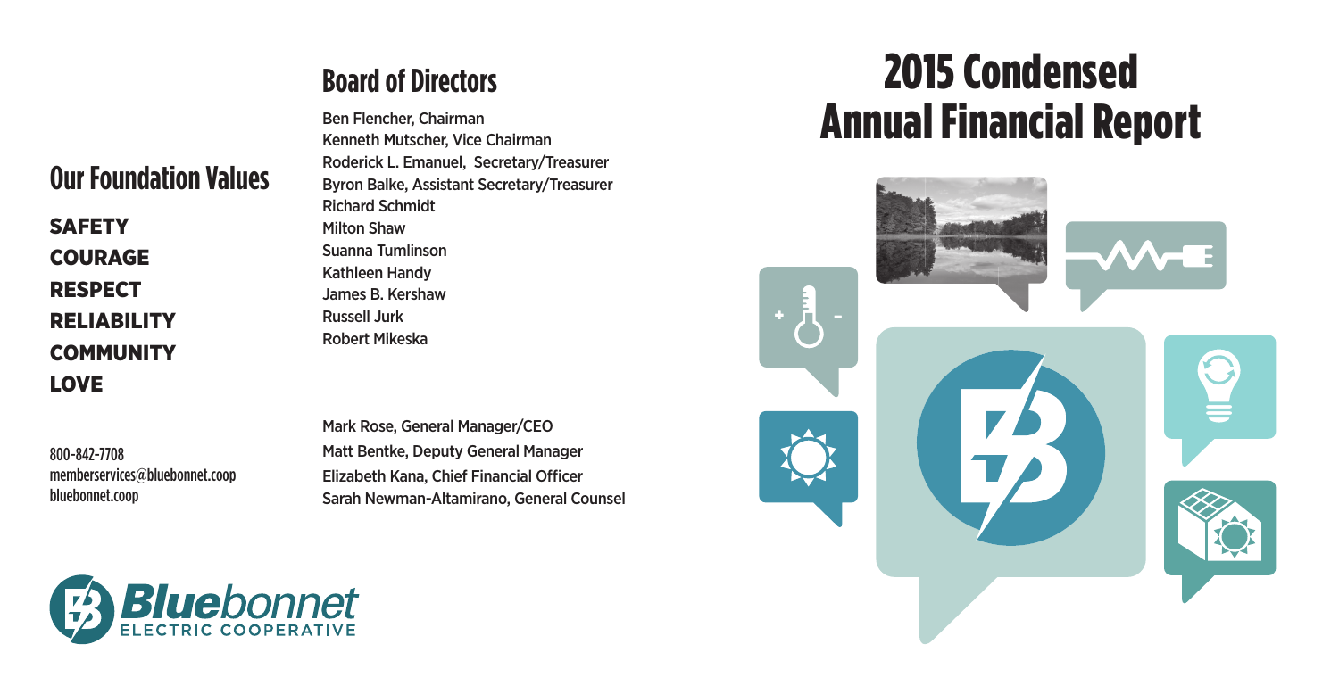# 2015 Condensed Annual Financial Report

## Our Foundation Values

**SAFETY**
**COURAGE**
**RESPECT**
**RELIABILITY**
**COMMUNITY**
**LOVE**

800-842-7708
memberservices@bluebonnet.coop
bluebonnet.coop

## Board of Directors

Ben Flencher, Chairman
Kenneth Mutscher, Vice Chairman
Roderick L. Emanuel, Secretary/Treasurer
Byron Balke, Assistant Secretary/Treasurer
Richard Schmidt
Milton Shaw
Suanna Tumlinson
Kathleen Handy
James B. Kershaw
Russell Jurk
Robert Mikeska

Mark Rose, General Manager/CEO
Matt Bentke, Deputy General Manager
Elizabeth Kana, Chief Financial Officer
Sarah Newman-Altamirano, General Counsel

Bluebonnet ELECTRIC COOPERATIVE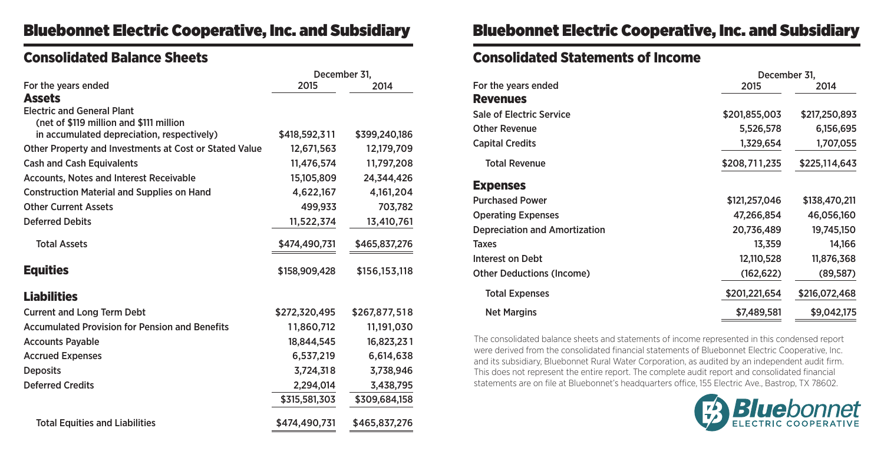# Bluebonnet Electric Cooperative, Inc. and Subsidiary

## Consolidated Balance Sheets

| For the years ended | December 31, 2015 | 2014 |
|---|---|---|
| **Assets** | | |
| Electric and General Plant (net of $119 million and $111 million in accumulated depreciation, respectively) | $418,592,311 | $399,240,186 |
| Other Property and Investments at Cost or Stated Value | 12,671,563 | 12,179,709 |
| Cash and Cash Equivalents | 11,476,574 | 11,797,208 |
| Accounts, Notes and Interest Receivable | 15,105,809 | 24,344,426 |
| Construction Material and Supplies on Hand | 4,622,167 | 4,161,204 |
| Other Current Assets | 499,933 | 703,782 |
| Deferred Debits | 11,522,374 | 13,410,761 |
| Total Assets | $474,490,731 | $465,837,276 |
| **Equities** | $158,909,428 | $156,153,118 |
| **Liabilities** | | |
| Current and Long Term Debt | $272,320,495 | $267,877,518 |
| Accumulated Provision for Pension and Benefits | 11,860,712 | 11,191,030 |
| Accounts Payable | 18,844,545 | 16,823,231 |
| Accrued Expenses | 6,537,219 | 6,614,638 |
| Deposits | 3,724,318 | 3,738,946 |
| Deferred Credits | 2,294,014 | 3,438,795 |
| | $315,581,303 | $309,684,158 |
| Total Equities and Liabilities | $474,490,731 | $465,837,276 |

# Bluebonnet Electric Cooperative, Inc. and Subsidiary

## Consolidated Statements of Income

| For the years ended | December 31, 2015 | 2014 |
|---|---|---|
| **Revenues** | | |
| Sale of Electric Service | $201,855,003 | $217,250,893 |
| Other Revenue | 5,526,578 | 6,156,695 |
| Capital Credits | 1,329,654 | 1,707,055 |
| Total Revenue | $208,711,235 | $225,114,643 |
| **Expenses** | | |
| Purchased Power | $121,257,046 | $138,470,211 |
| Operating Expenses | 47,266,854 | 46,056,160 |
| Depreciation and Amortization | 20,736,489 | 19,745,150 |
| Taxes | 13,359 | 14,166 |
| Interest on Debt | 12,110,528 | 11,876,368 |
| Other Deductions (Income) | (162,622) | (89,587) |
| Total Expenses | $201,221,654 | $216,072,468 |
| Net Margins | $7,489,581 | $9,042,175 |

The consolidated balance sheets and statements of income represented in this condensed report were derived from the consolidated financial statements of Bluebonnet Electric Cooperative, Inc. and its subsidiary, Bluebonnet Rural Water Corporation, as audited by an independent audit firm. This does not represent the entire report. The complete audit report and consolidated financial statements are on file at Bluebonnet's headquarters office, 155 Electric Ave., Bastrop, TX 78602.

Bluebonnet ELECTRIC COOPERATIVE